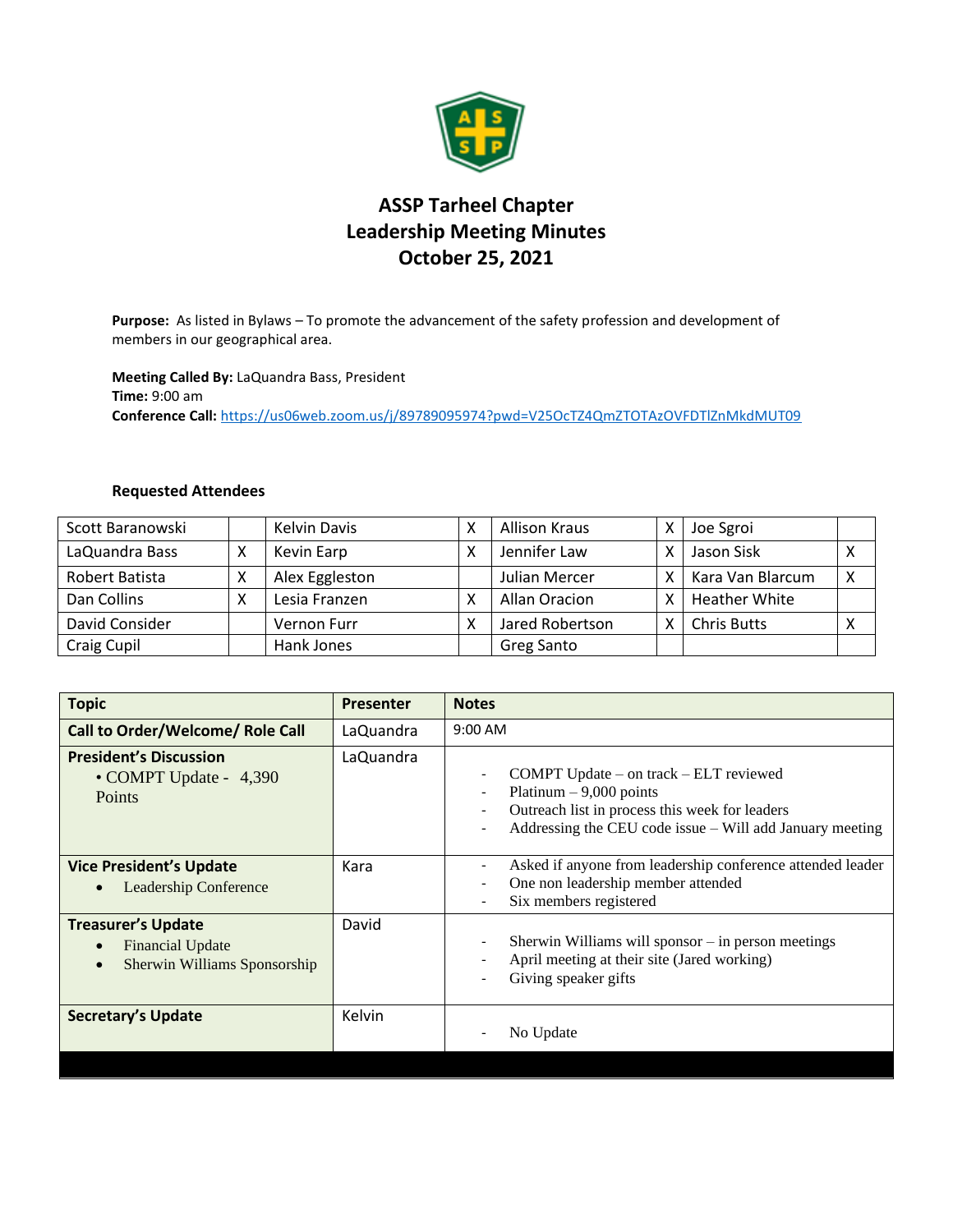# ASSP Tarheel Chapter
## Leadership Meeting Minutes
## October 25, 2021

**Purpose:** As listed in Bylaws – To promote the advancement of the safety profession and development of members in our geographical area.

**Meeting Called By:** LaQuandra Bass, President
**Time:** 9:00 am
**Conference Call:** https://us06web.zoom.us/j/89789095974?pwd=V25OcTZ4QmZTOTAzOVFDTlZnMkdMUT09

### Requested Attendees

| | | | | | | | |
|---|---|---|---|---|---|---|---|
| Scott Baranowski | | Kelvin Davis | X | Allison Kraus | X | Joe Sgroi | |
| LaQuandra Bass | X | Kevin Earp | X | Jennifer Law | X | Jason Sisk | X |
| Robert Batista | X | Alex Eggleston | | Julian Mercer | X | Kara Van Blarcum | X |
| Dan Collins | X | Lesia Franzen | X | Allan Oracion | X | Heather White | |
| David Consider | | Vernon Furr | X | Jared Robertson | X | Chris Butts | X |
| Craig Cupil | | Hank Jones | | Greg Santo | | | |

| Topic | Presenter | Notes |
|---|---|---|
| **Call to Order/Welcome/ Role Call** | LaQuandra | 9:00 AM |
| **President's Discussion**<br>• COMPT Update - 4,390 Points | LaQuandra | - COMPT Update – on track – ELT reviewed<br>- Platinum – 9,000 points<br>- Outreach list in process this week for leaders<br>- Addressing the CEU code issue – Will add January meeting |
| **Vice President's Update**<br>• Leadership Conference | Kara | - Asked if anyone from leadership conference attended leader<br>- One non leadership member attended<br>- Six members registered |
| **Treasurer's Update**<br>• Financial Update<br>• Sherwin Williams Sponsorship | David | - Sherwin Williams will sponsor – in person meetings<br>- April meeting at their site (Jared working)<br>- Giving speaker gifts |
| **Secretary's Update** | Kelvin | - No Update |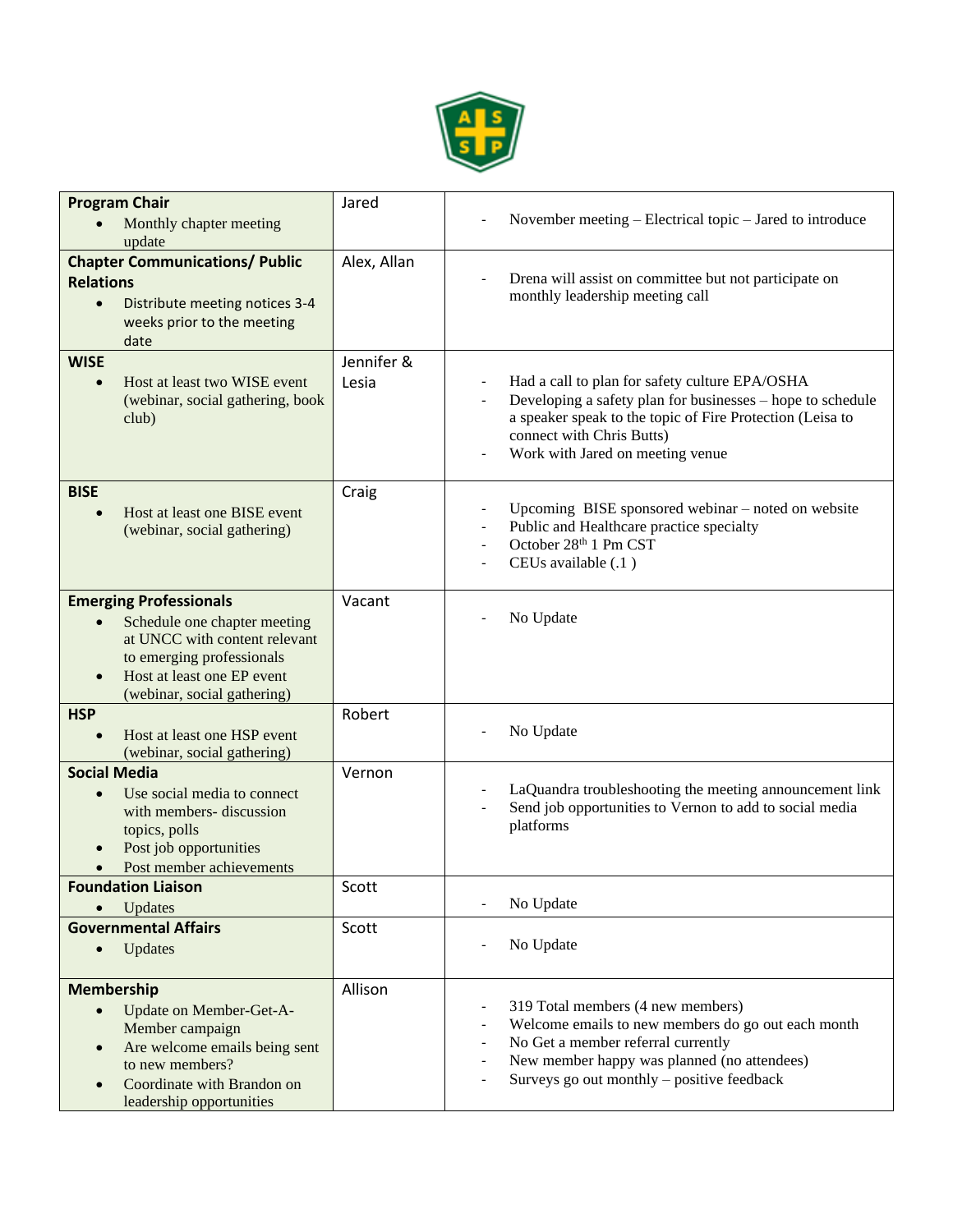| | | |
|---|---|---|
| **Program Chair**<br>• Monthly chapter meeting update | Jared | - November meeting – Electrical topic – Jared to introduce |
| **Chapter Communications/ Public Relations**<br>• Distribute meeting notices 3-4 weeks prior to the meeting date | Alex, Allan | - Drena will assist on committee but not participate on monthly leadership meeting call |
| **WISE**<br>• Host at least two WISE event (webinar, social gathering, book club) | Jennifer & Lesia | - Had a call to plan for safety culture EPA/OSHA<br>- Developing a safety plan for businesses – hope to schedule a speaker speak to the topic of Fire Protection (Leisa to connect with Chris Butts)<br>- Work with Jared on meeting venue |
| **BISE**<br>• Host at least one BISE event (webinar, social gathering) | Craig | - Upcoming BISE sponsored webinar – noted on website<br>- Public and Healthcare practice specialty<br>- October 28th 1 Pm CST<br>- CEUs available (.1 ) |
| **Emerging Professionals**<br>• Schedule one chapter meeting at UNCC with content relevant to emerging professionals<br>• Host at least one EP event (webinar, social gathering) | Vacant | - No Update |
| **HSP**<br>• Host at least one HSP event (webinar, social gathering) | Robert | - No Update |
| **Social Media**<br>• Use social media to connect with members- discussion topics, polls<br>• Post job opportunities<br>• Post member achievements | Vernon | - LaQuandra troubleshooting the meeting announcement link<br>- Send job opportunities to Vernon to add to social media platforms |
| **Foundation Liaison**<br>• Updates | Scott | - No Update |
| **Governmental Affairs**<br>• Updates | Scott | - No Update |
| **Membership**<br>• Update on Member-Get-A-Member campaign<br>• Are welcome emails being sent to new members?<br>• Coordinate with Brandon on leadership opportunities | Allison | - 319 Total members (4 new members)<br>- Welcome emails to new members do go out each month<br>- No Get a member referral currently<br>- New member happy was planned (no attendees)<br>- Surveys go out monthly – positive feedback |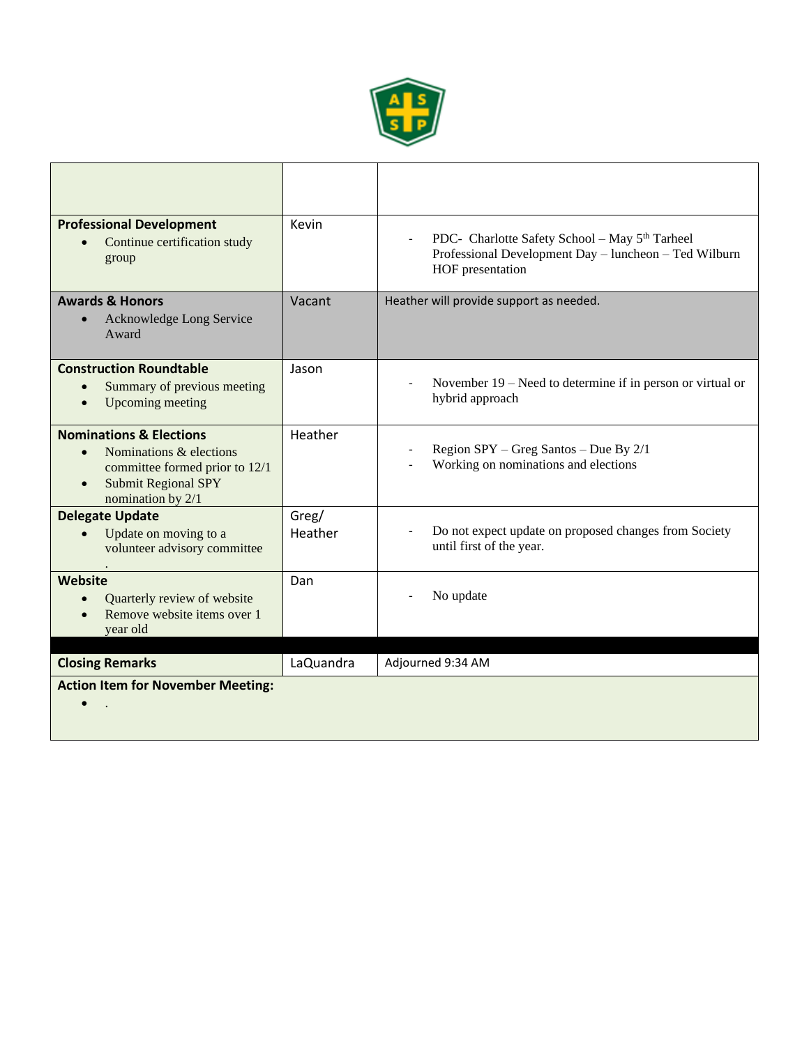| | | |
|---|---|---|
| | | |
| **Professional Development**<br>• Continue certification study group | Kevin | - PDC- Charlotte Safety School – May 5th Tarheel Professional Development Day – luncheon – Ted Wilburn HOF presentation |
| **Awards & Honors**<br>• Acknowledge Long Service Award | Vacant | Heather will provide support as needed. |
| **Construction Roundtable**<br>• Summary of previous meeting<br>• Upcoming meeting | Jason | - November 19 – Need to determine if in person or virtual or hybrid approach |
| **Nominations & Elections**<br>• Nominations & elections committee formed prior to 12/1<br>• Submit Regional SPY nomination by 2/1 | Heather | - Region SPY – Greg Santos – Due By 2/1<br>- Working on nominations and elections |
| **Delegate Update**<br>• Update on moving to a volunteer advisory committee<br>. | Greg/ Heather | - Do not expect update on proposed changes from Society until first of the year. |
| **Website**<br>• Quarterly review of website<br>• Remove website items over 1 year old | Dan | - No update |
| | | |
| **Closing Remarks** | LaQuandra | Adjourned 9:34 AM |
| **Action Item for November Meeting:**<br>• . | | |